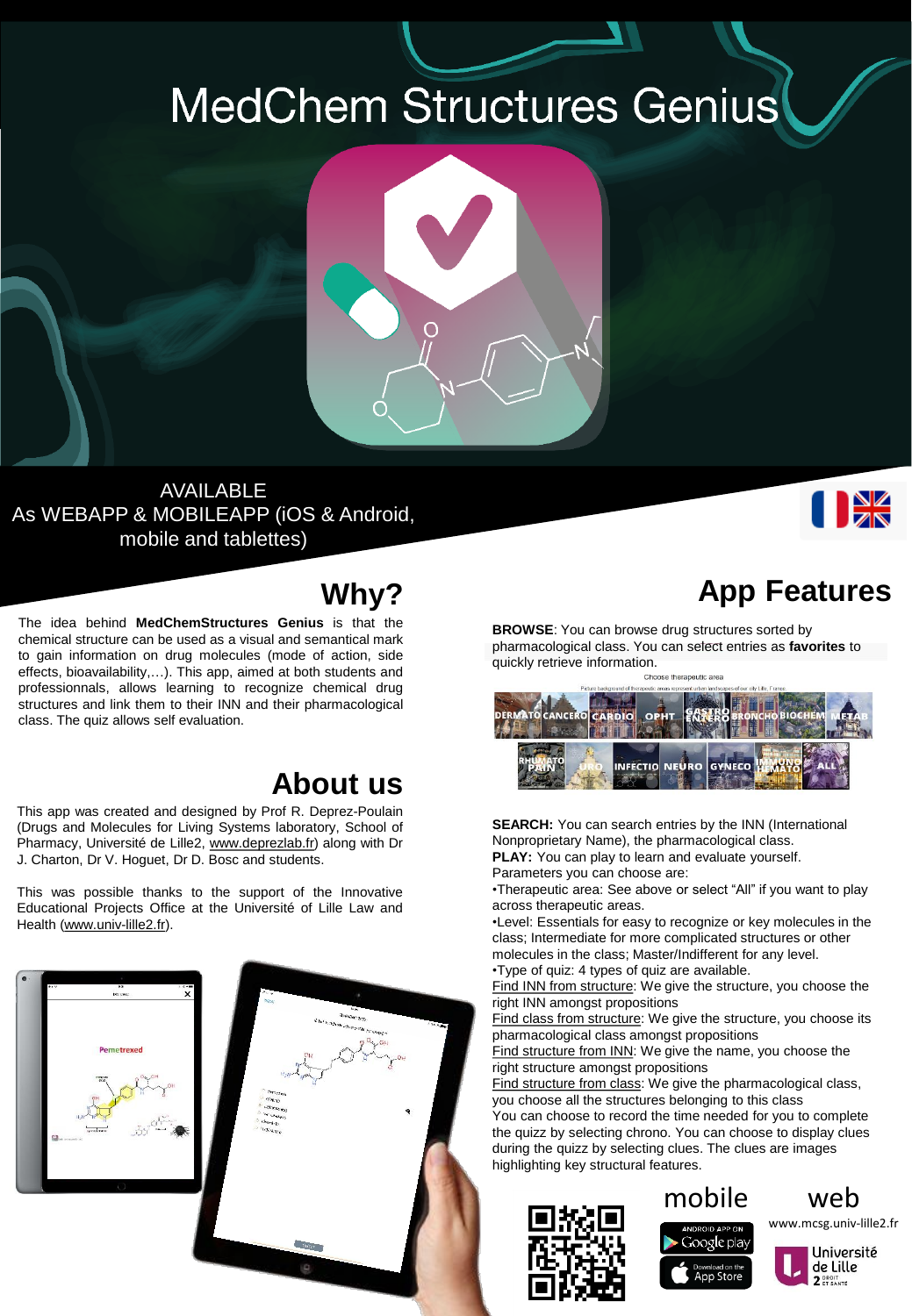# MedChem Structures Genius

AVAILABLE
As WEBAPP & MOBILEAPP (iOS & Android, mobile and tablettes)

## Why?

The idea behind **MedChemStructures Genius** is that the chemical structure can be used as a visual and semantical mark to gain information on drug molecules (mode of action, side effects, bioavailability,…). This app, aimed at both students and professionnals, allows learning to recognize chemical drug structures and link them to their INN and their pharmacological class. The quiz allows self evaluation.

## About us

This app was created and designed by Prof R. Deprez-Poulain (Drugs and Molecules for Living Systems laboratory, School of Pharmacy, Université de Lille2, www.deprezlab.fr) along with Dr J. Charton, Dr V. Hoguet, Dr D. Bosc and students.

This was possible thanks to the support of the Innovative Educational Projects Office at the Université of Lille Law and Health (www.univ-lille2.fr).

## App Features

**BROWSE**: You can browse drug structures sorted by pharmacological class. You can select entries as **favorites** to quickly retrieve information.

Choose therapeutic area

DERMATO CANCERO CARDIO OPHT GASTRO ENTERO BRONCHO BIOCHEM METAB RHUMATO PAIN URO INFECTIO NEURO GYNECO IMMUNO HEMATO ALL

**SEARCH:** You can search entries by the INN (International Nonproprietary Name), the pharmacological class.
**PLAY:** You can play to learn and evaluate yourself.
Parameters you can choose are:

- Therapeutic area: See above or select "All" if you want to play across therapeutic areas.
- Level: Essentials for easy to recognize or key molecules in the class; Intermediate for more complicated structures or other molecules in the class; Master/Indifferent for any level.
- Type of quiz: 4 types of quiz are available.

Find INN from structure: We give the structure, you choose the right INN amongst propositions
Find class from structure: We give the structure, you choose its pharmacological class amongst propositions
Find structure from INN: We give the name, you choose the right structure amongst propositions
Find structure from class: We give the pharmacological class, you choose all the structures belonging to this class
You can choose to record the time needed for you to complete the quizz by selecting chrono. You can choose to display clues during the quizz by selecting clues. The clues are images highlighting key structural features.

mobile — web

www.mcsg.univ-lille2.fr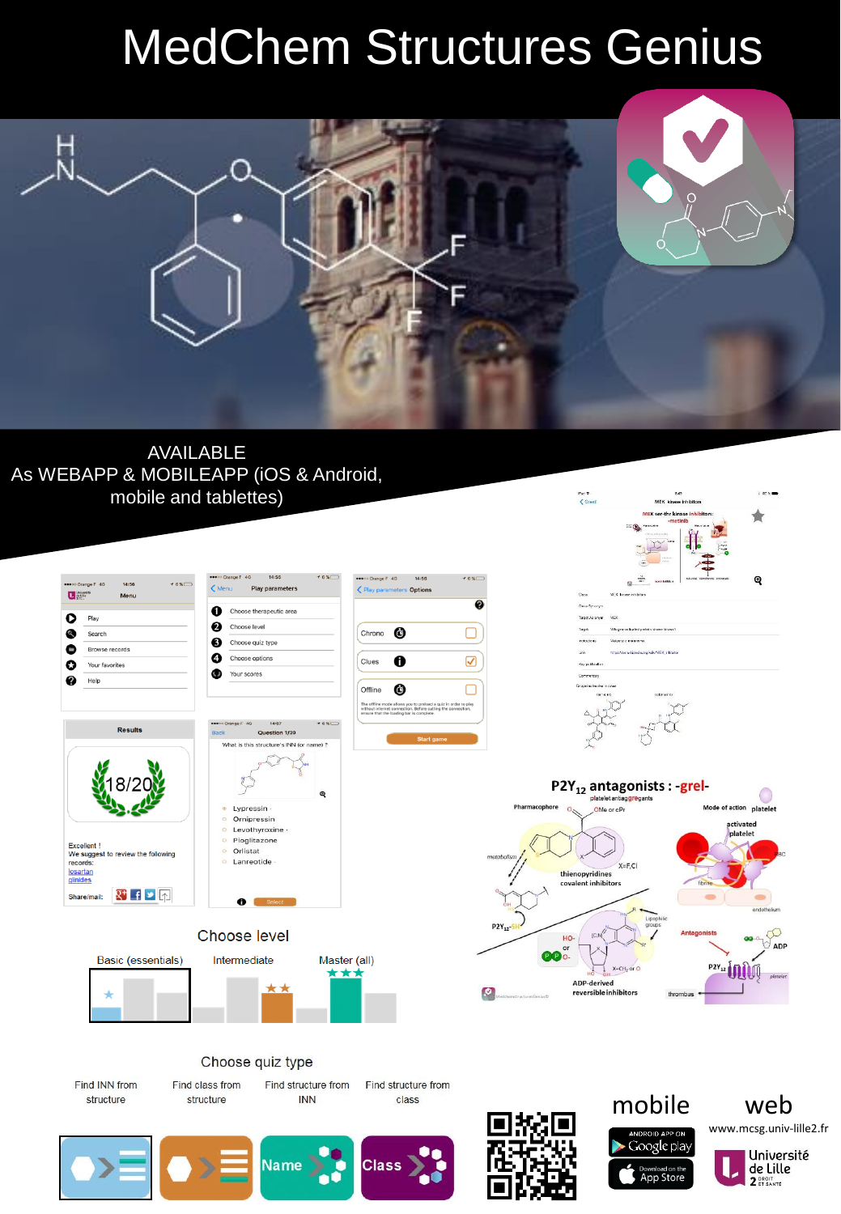# MedChem Structures Genius

AVAILABLE
As WEBAPP & MOBILEAPP (iOS & Android, mobile and tablettes)

Choose level

Basic (essentials) | Intermediate | Master (all)

Choose quiz type

Find INN from structure | Find class from structure | Find structure from INN | Find structure from class

Name

Class

mobile

web

www.mcsg.univ-lille2.fr

Université de Lille 2 DROIT ET SANTÉ